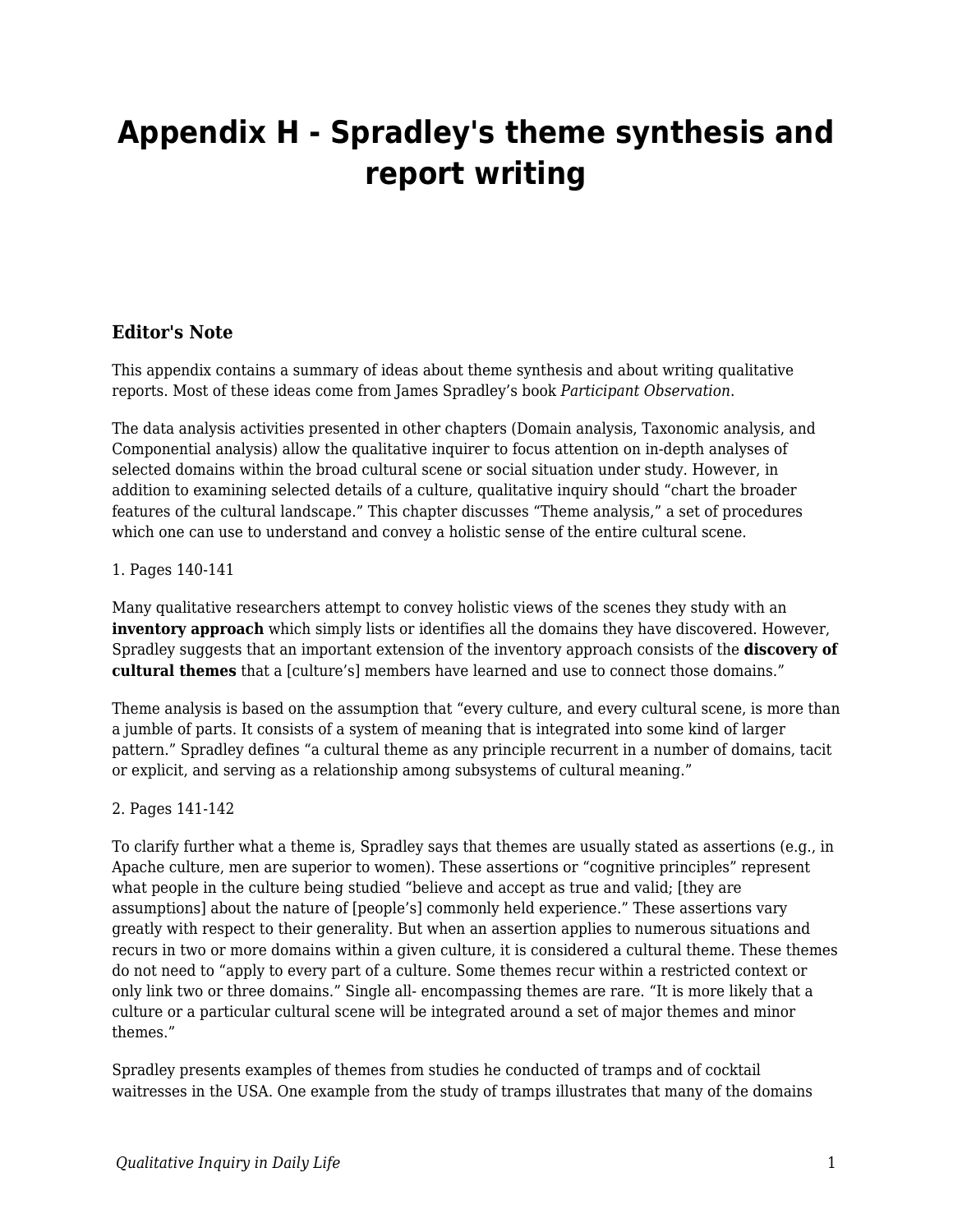# Appendix H - Spradley's theme synthesis and report writing

### Editor's Note

This appendix contains a summary of ideas about theme synthesis and about writing qualitative reports. Most of these ideas come from James Spradley's book *Participant Observation*.

The data analysis activities presented in other chapters (Domain analysis, Taxonomic analysis, and Componential analysis) allow the qualitative inquirer to focus attention on in-depth analyses of selected domains within the broad cultural scene or social situation under study. However, in addition to examining selected details of a culture, qualitative inquiry should "chart the broader features of the cultural landscape." This chapter discusses "Theme analysis," a set of procedures which one can use to understand and convey a holistic sense of the entire cultural scene.

1. Pages 140-141

Many qualitative researchers attempt to convey holistic views of the scenes they study with an **inventory approach** which simply lists or identifies all the domains they have discovered. However, Spradley suggests that an important extension of the inventory approach consists of the **discovery of cultural themes** that a [culture's] members have learned and use to connect those domains."

Theme analysis is based on the assumption that "every culture, and every cultural scene, is more than a jumble of parts. It consists of a system of meaning that is integrated into some kind of larger pattern." Spradley defines "a cultural theme as any principle recurrent in a number of domains, tacit or explicit, and serving as a relationship among subsystems of cultural meaning."

2. Pages 141-142

To clarify further what a theme is, Spradley says that themes are usually stated as assertions (e.g., in Apache culture, men are superior to women). These assertions or "cognitive principles" represent what people in the culture being studied "believe and accept as true and valid; [they are assumptions] about the nature of [people's] commonly held experience." These assertions vary greatly with respect to their generality. But when an assertion applies to numerous situations and recurs in two or more domains within a given culture, it is considered a cultural theme. These themes do not need to "apply to every part of a culture. Some themes recur within a restricted context or only link two or three domains." Single all- encompassing themes are rare. "It is more likely that a culture or a particular cultural scene will be integrated around a set of major themes and minor themes."

Spradley presents examples of themes from studies he conducted of tramps and of cocktail waitresses in the USA. One example from the study of tramps illustrates that many of the domains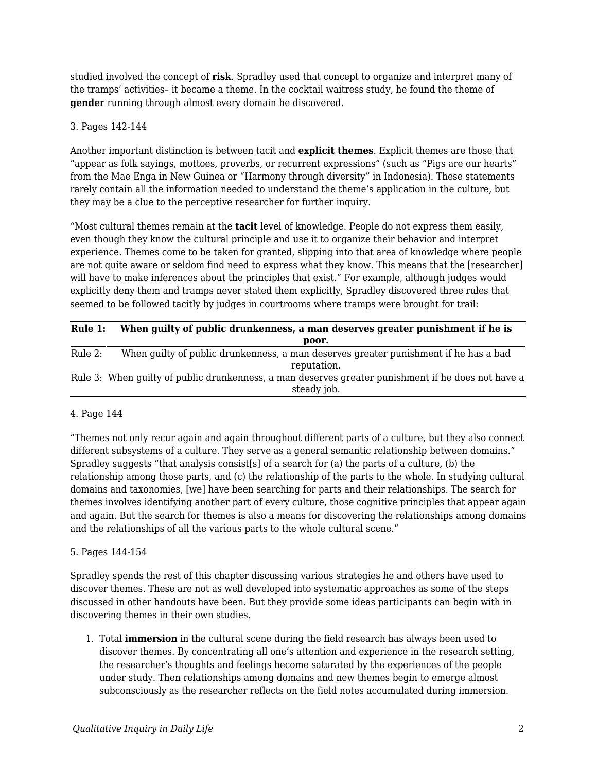studied involved the concept of **risk**. Spradley used that concept to organize and interpret many of the tramps' activities– it became a theme. In the cocktail waitress study, he found the theme of **gender** running through almost every domain he discovered.

3. Pages 142-144

Another important distinction is between tacit and **explicit themes**. Explicit themes are those that "appear as folk sayings, mottoes, proverbs, or recurrent expressions" (such as "Pigs are our hearts" from the Mae Enga in New Guinea or "Harmony through diversity" in Indonesia). These statements rarely contain all the information needed to understand the theme's application in the culture, but they may be a clue to the perceptive researcher for further inquiry.

"Most cultural themes remain at the **tacit** level of knowledge. People do not express them easily, even though they know the cultural principle and use it to organize their behavior and interpret experience. Themes come to be taken for granted, slipping into that area of knowledge where people are not quite aware or seldom find need to express what they know. This means that the [researcher] will have to make inferences about the principles that exist." For example, although judges would explicitly deny them and tramps never stated them explicitly, Spradley discovered three rules that seemed to be followed tacitly by judges in courtrooms where tramps were brought for trail:

| **Rule 1:** | **When guilty of public drunkenness, a man deserves greater punishment if he is poor.** |
|---|---|
| Rule 2: | When guilty of public drunkenness, a man deserves greater punishment if he has a bad reputation. |
| Rule 3: | When guilty of public drunkenness, a man deserves greater punishment if he does not have a steady job. |

4. Page 144

"Themes not only recur again and again throughout different parts of a culture, but they also connect different subsystems of a culture. They serve as a general semantic relationship between domains." Spradley suggests "that analysis consist[s] of a search for (a) the parts of a culture, (b) the relationship among those parts, and (c) the relationship of the parts to the whole. In studying cultural domains and taxonomies, [we] have been searching for parts and their relationships. The search for themes involves identifying another part of every culture, those cognitive principles that appear again and again. But the search for themes is also a means for discovering the relationships among domains and the relationships of all the various parts to the whole cultural scene."

5. Pages 144-154

Spradley spends the rest of this chapter discussing various strategies he and others have used to discover themes. These are not as well developed into systematic approaches as some of the steps discussed in other handouts have been. But they provide some ideas participants can begin with in discovering themes in their own studies.

1. Total **immersion** in the cultural scene during the field research has always been used to discover themes. By concentrating all one's attention and experience in the research setting, the researcher's thoughts and feelings become saturated by the experiences of the people under study. Then relationships among domains and new themes begin to emerge almost subconsciously as the researcher reflects on the field notes accumulated during immersion.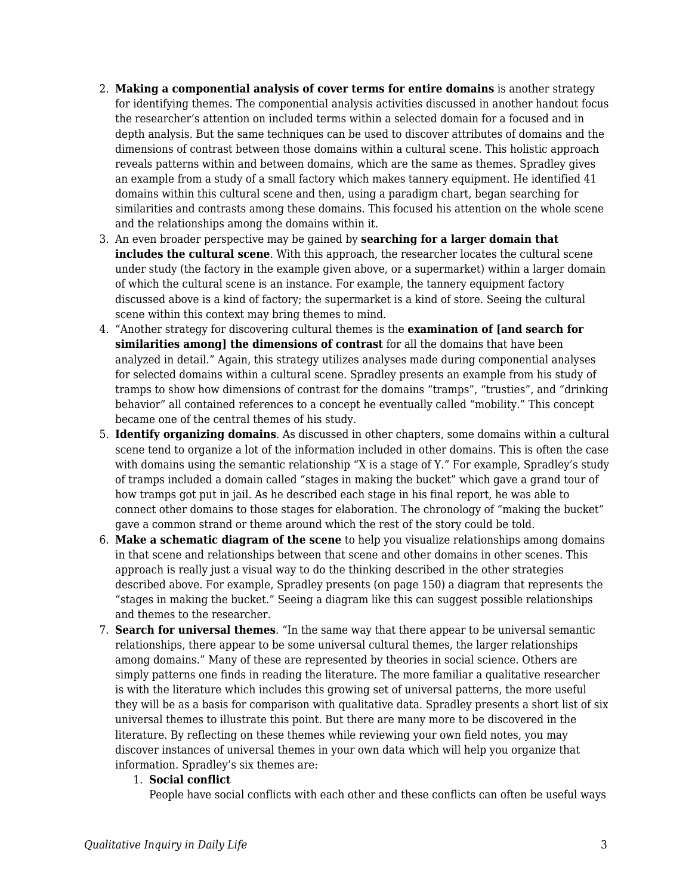2. **Making a componential analysis of cover terms for entire domains** is another strategy for identifying themes. The componential analysis activities discussed in another handout focus the researcher's attention on included terms within a selected domain for a focused and in depth analysis. But the same techniques can be used to discover attributes of domains and the dimensions of contrast between those domains within a cultural scene. This holistic approach reveals patterns within and between domains, which are the same as themes. Spradley gives an example from a study of a small factory which makes tannery equipment. He identified 41 domains within this cultural scene and then, using a paradigm chart, began searching for similarities and contrasts among these domains. This focused his attention on the whole scene and the relationships among the domains within it.
3. An even broader perspective may be gained by **searching for a larger domain that includes the cultural scene**. With this approach, the researcher locates the cultural scene under study (the factory in the example given above, or a supermarket) within a larger domain of which the cultural scene is an instance. For example, the tannery equipment factory discussed above is a kind of factory; the supermarket is a kind of store. Seeing the cultural scene within this context may bring themes to mind.
4. "Another strategy for discovering cultural themes is the **examination of [and search for similarities among] the dimensions of contrast** for all the domains that have been analyzed in detail." Again, this strategy utilizes analyses made during componential analyses for selected domains within a cultural scene. Spradley presents an example from his study of tramps to show how dimensions of contrast for the domains "tramps", "trusties", and "drinking behavior" all contained references to a concept he eventually called "mobility." This concept became one of the central themes of his study.
5. **Identify organizing domains**. As discussed in other chapters, some domains within a cultural scene tend to organize a lot of the information included in other domains. This is often the case with domains using the semantic relationship "X is a stage of Y." For example, Spradley's study of tramps included a domain called "stages in making the bucket" which gave a grand tour of how tramps got put in jail. As he described each stage in his final report, he was able to connect other domains to those stages for elaboration. The chronology of "making the bucket" gave a common strand or theme around which the rest of the story could be told.
6. **Make a schematic diagram of the scene** to help you visualize relationships among domains in that scene and relationships between that scene and other domains in other scenes. This approach is really just a visual way to do the thinking described in the other strategies described above. For example, Spradley presents (on page 150) a diagram that represents the "stages in making the bucket." Seeing a diagram like this can suggest possible relationships and themes to the researcher.
7. **Search for universal themes**. "In the same way that there appear to be universal semantic relationships, there appear to be some universal cultural themes, the larger relationships among domains." Many of these are represented by theories in social science. Others are simply patterns one finds in reading the literature. The more familiar a qualitative researcher is with the literature which includes this growing set of universal patterns, the more useful they will be as a basis for comparison with qualitative data. Spradley presents a short list of six universal themes to illustrate this point. But there are many more to be discovered in the literature. By reflecting on these themes while reviewing your own field notes, you may discover instances of universal themes in your own data which will help you organize that information. Spradley's six themes are:
    1. **Social conflict**
       People have social conflicts with each other and these conflicts can often be useful ways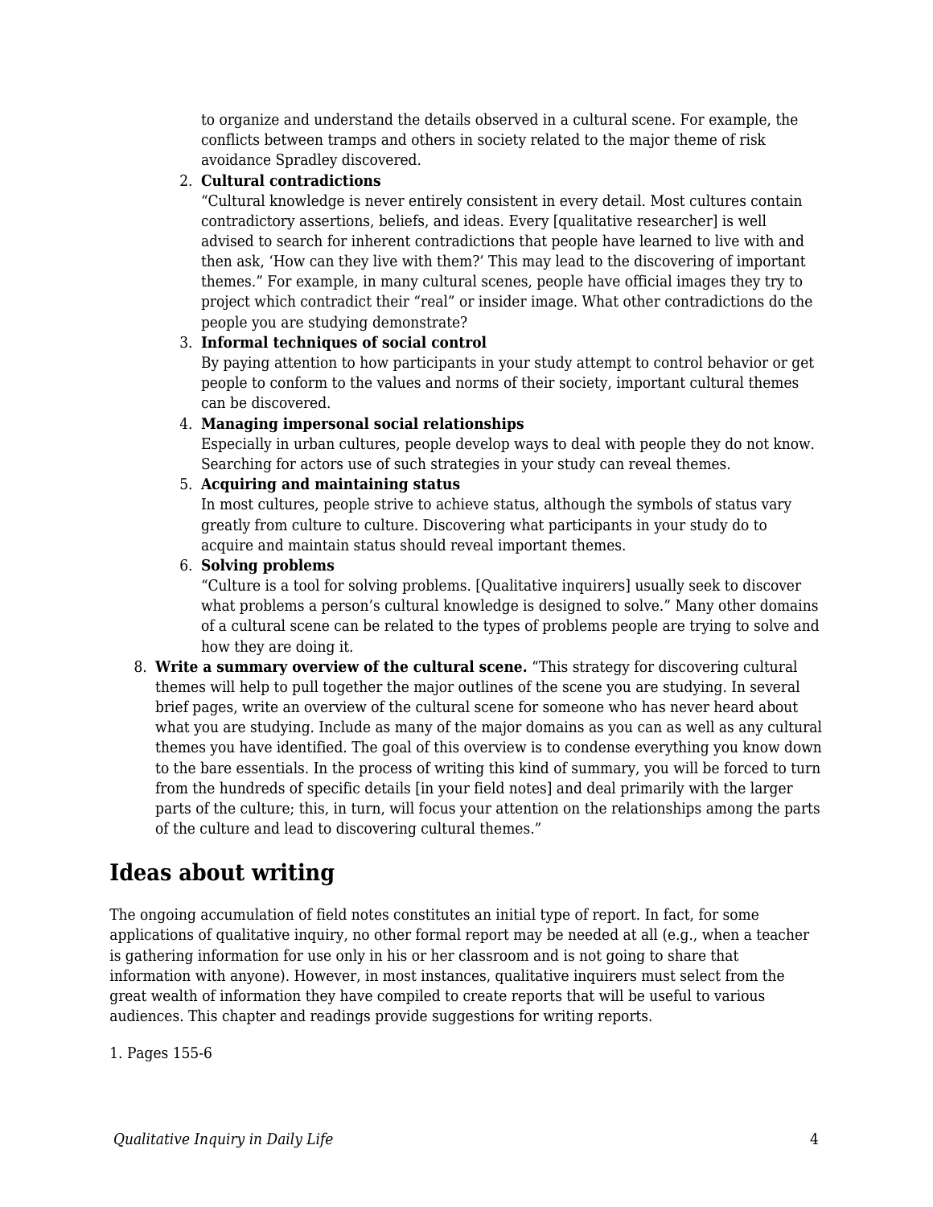to organize and understand the details observed in a cultural scene. For example, the conflicts between tramps and others in society related to the major theme of risk avoidance Spradley discovered.

2. **Cultural contradictions**
   "Cultural knowledge is never entirely consistent in every detail. Most cultures contain contradictory assertions, beliefs, and ideas. Every [qualitative researcher] is well advised to search for inherent contradictions that people have learned to live with and then ask, 'How can they live with them?' This may lead to the discovering of important themes." For example, in many cultural scenes, people have official images they try to project which contradict their "real" or insider image. What other contradictions do the people you are studying demonstrate?
3. **Informal techniques of social control**
   By paying attention to how participants in your study attempt to control behavior or get people to conform to the values and norms of their society, important cultural themes can be discovered.
4. **Managing impersonal social relationships**
   Especially in urban cultures, people develop ways to deal with people they do not know. Searching for actors use of such strategies in your study can reveal themes.
5. **Acquiring and maintaining status**
   In most cultures, people strive to achieve status, although the symbols of status vary greatly from culture to culture. Discovering what participants in your study do to acquire and maintain status should reveal important themes.
6. **Solving problems**
   "Culture is a tool for solving problems. [Qualitative inquirers] usually seek to discover what problems a person's cultural knowledge is designed to solve." Many other domains of a cultural scene can be related to the types of problems people are trying to solve and how they are doing it.

8. **Write a summary overview of the cultural scene.** "This strategy for discovering cultural themes will help to pull together the major outlines of the scene you are studying. In several brief pages, write an overview of the cultural scene for someone who has never heard about what you are studying. Include as many of the major domains as you can as well as any cultural themes you have identified. The goal of this overview is to condense everything you know down to the bare essentials. In the process of writing this kind of summary, you will be forced to turn from the hundreds of specific details [in your field notes] and deal primarily with the larger parts of the culture; this, in turn, will focus your attention on the relationships among the parts of the culture and lead to discovering cultural themes."

## Ideas about writing

The ongoing accumulation of field notes constitutes an initial type of report. In fact, for some applications of qualitative inquiry, no other formal report may be needed at all (e.g., when a teacher is gathering information for use only in his or her classroom and is not going to share that information with anyone). However, in most instances, qualitative inquirers must select from the great wealth of information they have compiled to create reports that will be useful to various audiences. This chapter and readings provide suggestions for writing reports.

1. Pages 155-6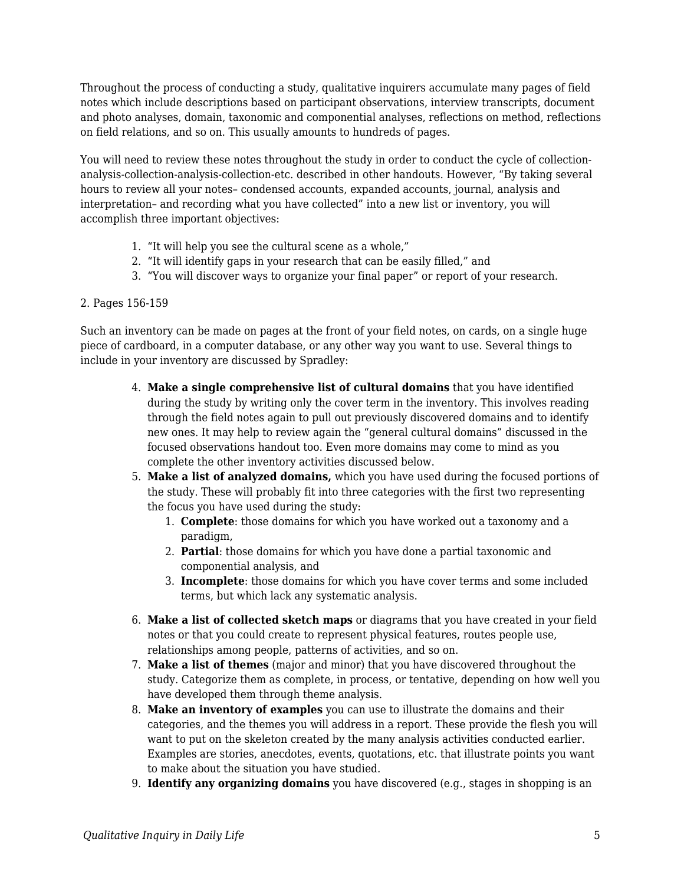Throughout the process of conducting a study, qualitative inquirers accumulate many pages of field notes which include descriptions based on participant observations, interview transcripts, document and photo analyses, domain, taxonomic and componential analyses, reflections on method, reflections on field relations, and so on. This usually amounts to hundreds of pages.

You will need to review these notes throughout the study in order to conduct the cycle of collection-analysis-collection-analysis-collection-etc. described in other handouts. However, "By taking several hours to review all your notes– condensed accounts, expanded accounts, journal, analysis and interpretation– and recording what you have collected" into a new list or inventory, you will accomplish three important objectives:

1. "It will help you see the cultural scene as a whole,"
2. "It will identify gaps in your research that can be easily filled," and
3. "You will discover ways to organize your final paper" or report of your research.

2. Pages 156-159

Such an inventory can be made on pages at the front of your field notes, on cards, on a single huge piece of cardboard, in a computer database, or any other way you want to use. Several things to include in your inventory are discussed by Spradley:

4. **Make a single comprehensive list of cultural domains** that you have identified during the study by writing only the cover term in the inventory. This involves reading through the field notes again to pull out previously discovered domains and to identify new ones. It may help to review again the "general cultural domains" discussed in the focused observations handout too. Even more domains may come to mind as you complete the other inventory activities discussed below.
5. **Make a list of analyzed domains,** which you have used during the focused portions of the study. These will probably fit into three categories with the first two representing the focus you have used during the study:
   1. **Complete**: those domains for which you have worked out a taxonomy and a paradigm,
   2. **Partial**: those domains for which you have done a partial taxonomic and componential analysis, and
   3. **Incomplete**: those domains for which you have cover terms and some included terms, but which lack any systematic analysis.
6. **Make a list of collected sketch maps** or diagrams that you have created in your field notes or that you could create to represent physical features, routes people use, relationships among people, patterns of activities, and so on.
7. **Make a list of themes** (major and minor) that you have discovered throughout the study. Categorize them as complete, in process, or tentative, depending on how well you have developed them through theme analysis.
8. **Make an inventory of examples** you can use to illustrate the domains and their categories, and the themes you will address in a report. These provide the flesh you will want to put on the skeleton created by the many analysis activities conducted earlier. Examples are stories, anecdotes, events, quotations, etc. that illustrate points you want to make about the situation you have studied.
9. **Identify any organizing domains** you have discovered (e.g., stages in shopping is an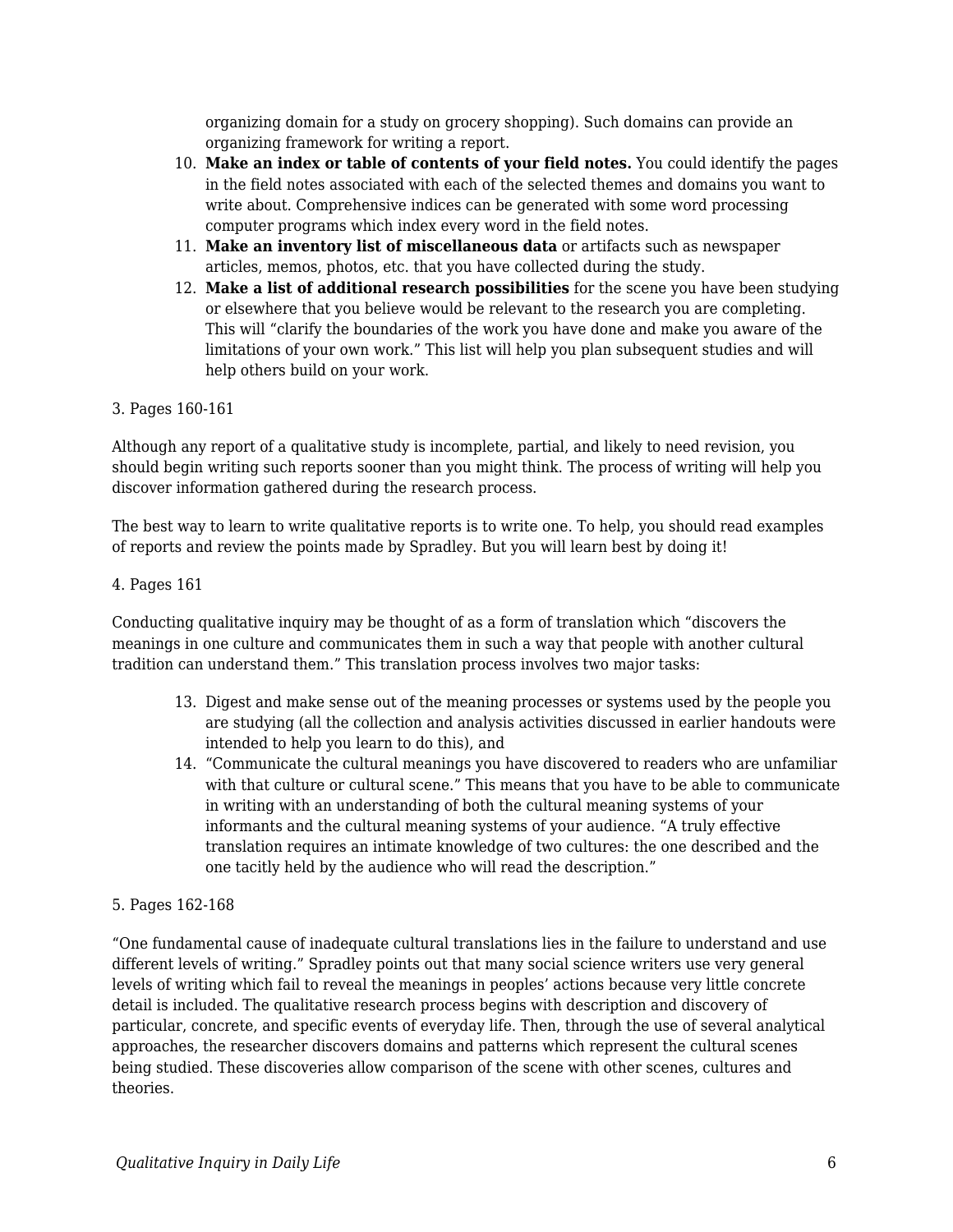organizing domain for a study on grocery shopping). Such domains can provide an organizing framework for writing a report.

10. **Make an index or table of contents of your field notes.** You could identify the pages in the field notes associated with each of the selected themes and domains you want to write about. Comprehensive indices can be generated with some word processing computer programs which index every word in the field notes.
11. **Make an inventory list of miscellaneous data** or artifacts such as newspaper articles, memos, photos, etc. that you have collected during the study.
12. **Make a list of additional research possibilities** for the scene you have been studying or elsewhere that you believe would be relevant to the research you are completing. This will "clarify the boundaries of the work you have done and make you aware of the limitations of your own work." This list will help you plan subsequent studies and will help others build on your work.

3. Pages 160-161

Although any report of a qualitative study is incomplete, partial, and likely to need revision, you should begin writing such reports sooner than you might think. The process of writing will help you discover information gathered during the research process.

The best way to learn to write qualitative reports is to write one. To help, you should read examples of reports and review the points made by Spradley. But you will learn best by doing it!

4. Pages 161

Conducting qualitative inquiry may be thought of as a form of translation which "discovers the meanings in one culture and communicates them in such a way that people with another cultural tradition can understand them." This translation process involves two major tasks:

13. Digest and make sense out of the meaning processes or systems used by the people you are studying (all the collection and analysis activities discussed in earlier handouts were intended to help you learn to do this), and
14. "Communicate the cultural meanings you have discovered to readers who are unfamiliar with that culture or cultural scene." This means that you have to be able to communicate in writing with an understanding of both the cultural meaning systems of your informants and the cultural meaning systems of your audience. "A truly effective translation requires an intimate knowledge of two cultures: the one described and the one tacitly held by the audience who will read the description."

5. Pages 162-168

"One fundamental cause of inadequate cultural translations lies in the failure to understand and use different levels of writing." Spradley points out that many social science writers use very general levels of writing which fail to reveal the meanings in peoples' actions because very little concrete detail is included. The qualitative research process begins with description and discovery of particular, concrete, and specific events of everyday life. Then, through the use of several analytical approaches, the researcher discovers domains and patterns which represent the cultural scenes being studied. These discoveries allow comparison of the scene with other scenes, cultures and theories.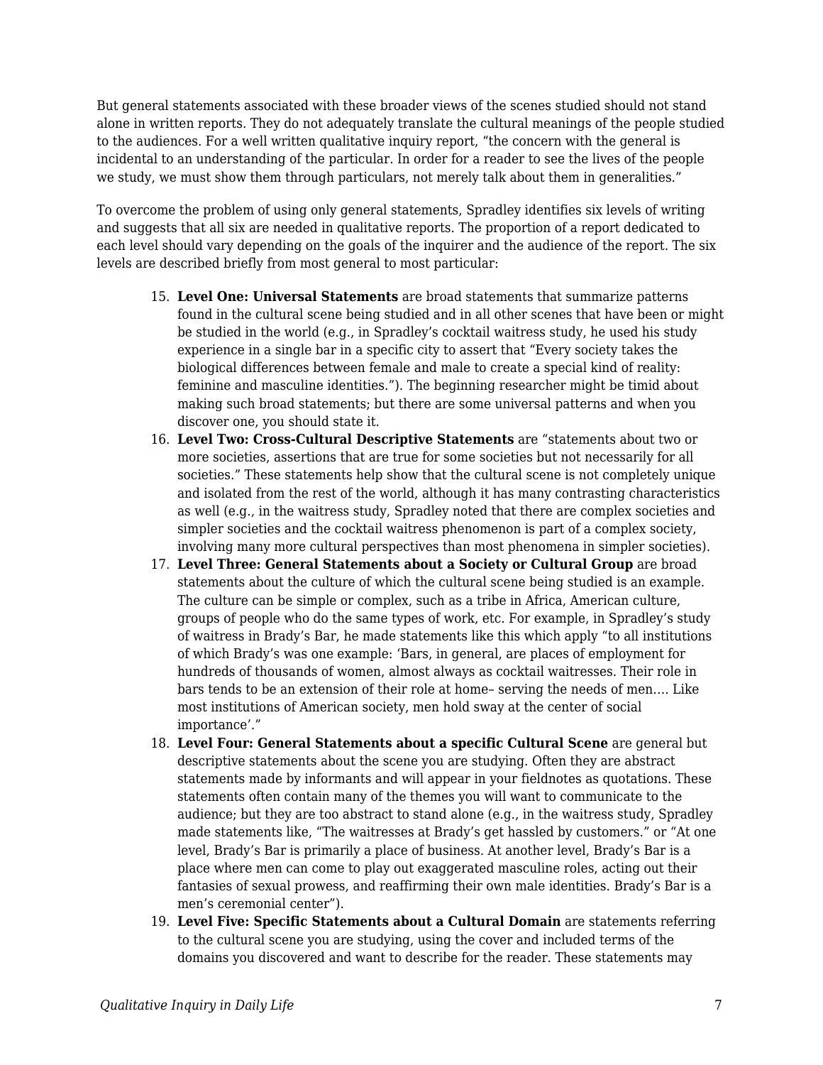But general statements associated with these broader views of the scenes studied should not stand alone in written reports. They do not adequately translate the cultural meanings of the people studied to the audiences. For a well written qualitative inquiry report, “the concern with the general is incidental to an understanding of the particular. In order for a reader to see the lives of the people we study, we must show them through particulars, not merely talk about them in generalities.”

To overcome the problem of using only general statements, Spradley identifies six levels of writing and suggests that all six are needed in qualitative reports. The proportion of a report dedicated to each level should vary depending on the goals of the inquirer and the audience of the report. The six levels are described briefly from most general to most particular:

15. **Level One: Universal Statements** are broad statements that summarize patterns found in the cultural scene being studied and in all other scenes that have been or might be studied in the world (e.g., in Spradley’s cocktail waitress study, he used his study experience in a single bar in a specific city to assert that “Every society takes the biological differences between female and male to create a special kind of reality: feminine and masculine identities.”). The beginning researcher might be timid about making such broad statements; but there are some universal patterns and when you discover one, you should state it.
16. **Level Two: Cross-Cultural Descriptive Statements** are “statements about two or more societies, assertions that are true for some societies but not necessarily for all societies.” These statements help show that the cultural scene is not completely unique and isolated from the rest of the world, although it has many contrasting characteristics as well (e.g., in the waitress study, Spradley noted that there are complex societies and simpler societies and the cocktail waitress phenomenon is part of a complex society, involving many more cultural perspectives than most phenomena in simpler societies).
17. **Level Three: General Statements about a Society or Cultural Group** are broad statements about the culture of which the cultural scene being studied is an example. The culture can be simple or complex, such as a tribe in Africa, American culture, groups of people who do the same types of work, etc. For example, in Spradley’s study of waitress in Brady’s Bar, he made statements like this which apply “to all institutions of which Brady’s was one example: ‘Bars, in general, are places of employment for hundreds of thousands of women, almost always as cocktail waitresses. Their role in bars tends to be an extension of their role at home– serving the needs of men…. Like most institutions of American society, men hold sway at the center of social importance’.”
18. **Level Four: General Statements about a specific Cultural Scene** are general but descriptive statements about the scene you are studying. Often they are abstract statements made by informants and will appear in your fieldnotes as quotations. These statements often contain many of the themes you will want to communicate to the audience; but they are too abstract to stand alone (e.g., in the waitress study, Spradley made statements like, “The waitresses at Brady’s get hassled by customers.” or “At one level, Brady’s Bar is primarily a place of business. At another level, Brady’s Bar is a place where men can come to play out exaggerated masculine roles, acting out their fantasies of sexual prowess, and reaffirming their own male identities. Brady’s Bar is a men’s ceremonial center”).
19. **Level Five: Specific Statements about a Cultural Domain** are statements referring to the cultural scene you are studying, using the cover and included terms of the domains you discovered and want to describe for the reader. These statements may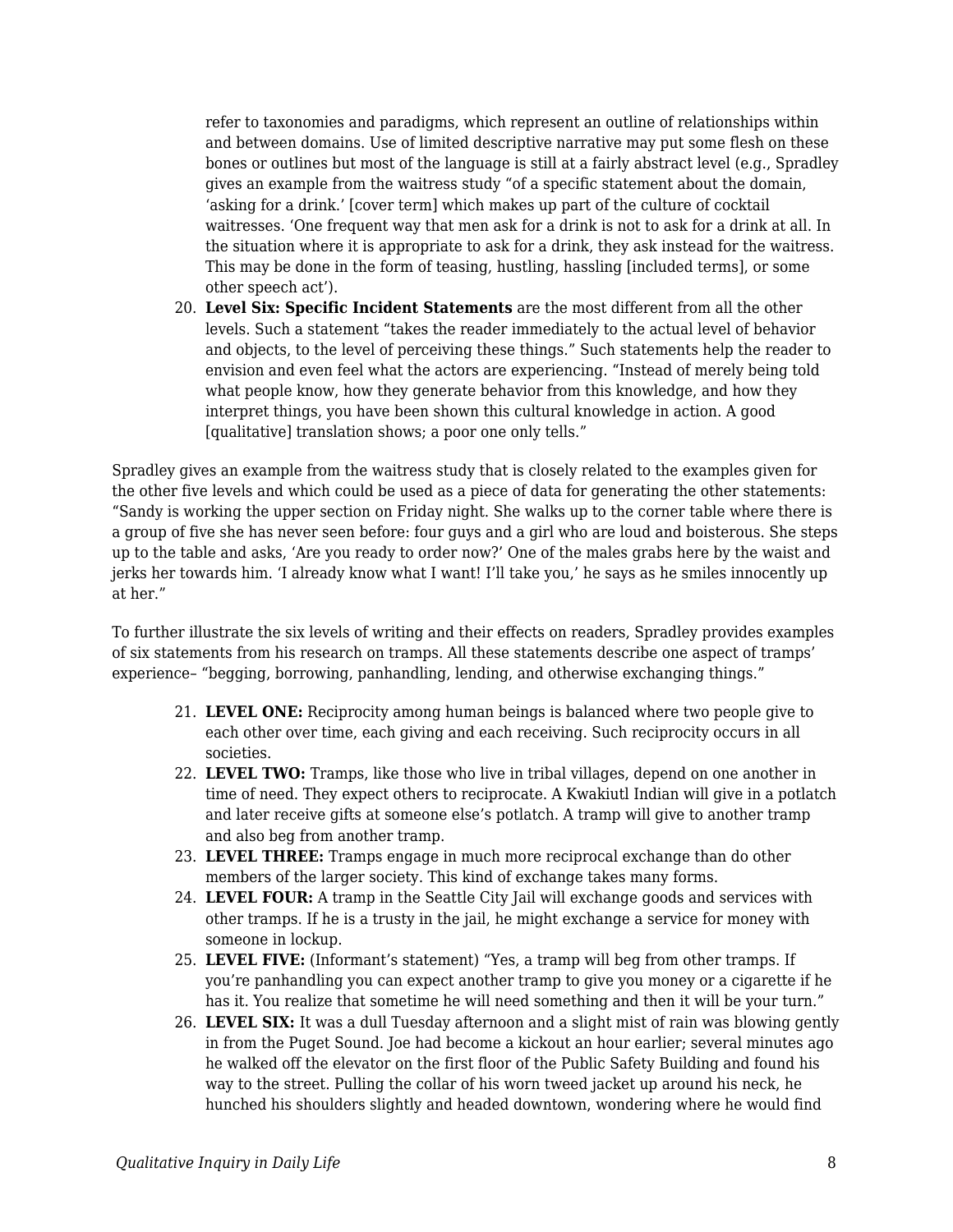refer to taxonomies and paradigms, which represent an outline of relationships within and between domains. Use of limited descriptive narrative may put some flesh on these bones or outlines but most of the language is still at a fairly abstract level (e.g., Spradley gives an example from the waitress study "of a specific statement about the domain, 'asking for a drink.' [cover term] which makes up part of the culture of cocktail waitresses. 'One frequent way that men ask for a drink is not to ask for a drink at all. In the situation where it is appropriate to ask for a drink, they ask instead for the waitress. This may be done in the form of teasing, hustling, hassling [included terms], or some other speech act').

20. **Level Six: Specific Incident Statements** are the most different from all the other levels. Such a statement "takes the reader immediately to the actual level of behavior and objects, to the level of perceiving these things." Such statements help the reader to envision and even feel what the actors are experiencing. "Instead of merely being told what people know, how they generate behavior from this knowledge, and how they interpret things, you have been shown this cultural knowledge in action. A good [qualitative] translation shows; a poor one only tells."

Spradley gives an example from the waitress study that is closely related to the examples given for the other five levels and which could be used as a piece of data for generating the other statements: "Sandy is working the upper section on Friday night. She walks up to the corner table where there is a group of five she has never seen before: four guys and a girl who are loud and boisterous. She steps up to the table and asks, 'Are you ready to order now?' One of the males grabs here by the waist and jerks her towards him. 'I already know what I want! I'll take you,' he says as he smiles innocently up at her."

To further illustrate the six levels of writing and their effects on readers, Spradley provides examples of six statements from his research on tramps. All these statements describe one aspect of tramps' experience– "begging, borrowing, panhandling, lending, and otherwise exchanging things."

21. **LEVEL ONE:** Reciprocity among human beings is balanced where two people give to each other over time, each giving and each receiving. Such reciprocity occurs in all societies.
22. **LEVEL TWO:** Tramps, like those who live in tribal villages, depend on one another in time of need. They expect others to reciprocate. A Kwakiutl Indian will give in a potlatch and later receive gifts at someone else's potlatch. A tramp will give to another tramp and also beg from another tramp.
23. **LEVEL THREE:** Tramps engage in much more reciprocal exchange than do other members of the larger society. This kind of exchange takes many forms.
24. **LEVEL FOUR:** A tramp in the Seattle City Jail will exchange goods and services with other tramps. If he is a trusty in the jail, he might exchange a service for money with someone in lockup.
25. **LEVEL FIVE:** (Informant's statement) "Yes, a tramp will beg from other tramps. If you're panhandling you can expect another tramp to give you money or a cigarette if he has it. You realize that sometime he will need something and then it will be your turn."
26. **LEVEL SIX:** It was a dull Tuesday afternoon and a slight mist of rain was blowing gently in from the Puget Sound. Joe had become a kickout an hour earlier; several minutes ago he walked off the elevator on the first floor of the Public Safety Building and found his way to the street. Pulling the collar of his worn tweed jacket up around his neck, he hunched his shoulders slightly and headed downtown, wondering where he would find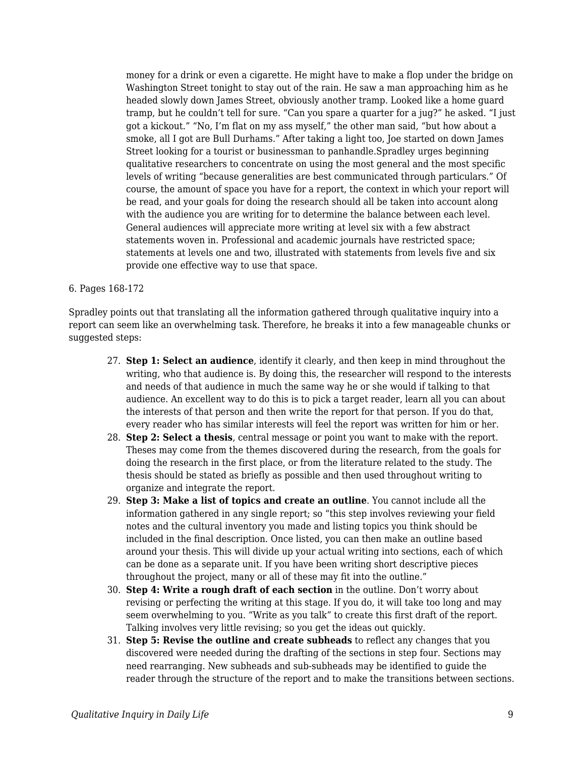money for a drink or even a cigarette. He might have to make a flop under the bridge on Washington Street tonight to stay out of the rain. He saw a man approaching him as he headed slowly down James Street, obviously another tramp. Looked like a home guard tramp, but he couldn't tell for sure. "Can you spare a quarter for a jug?" he asked. "I just got a kickout." "No, I'm flat on my ass myself," the other man said, "but how about a smoke, all I got are Bull Durhams." After taking a light too, Joe started on down James Street looking for a tourist or businessman to panhandle.Spradley urges beginning qualitative researchers to concentrate on using the most general and the most specific levels of writing "because generalities are best communicated through particulars." Of course, the amount of space you have for a report, the context in which your report will be read, and your goals for doing the research should all be taken into account along with the audience you are writing for to determine the balance between each level. General audiences will appreciate more writing at level six with a few abstract statements woven in. Professional and academic journals have restricted space; statements at levels one and two, illustrated with statements from levels five and six provide one effective way to use that space.

6. Pages 168-172

Spradley points out that translating all the information gathered through qualitative inquiry into a report can seem like an overwhelming task. Therefore, he breaks it into a few manageable chunks or suggested steps:

27. **Step 1: Select an audience**, identify it clearly, and then keep in mind throughout the writing, who that audience is. By doing this, the researcher will respond to the interests and needs of that audience in much the same way he or she would if talking to that audience. An excellent way to do this is to pick a target reader, learn all you can about the interests of that person and then write the report for that person. If you do that, every reader who has similar interests will feel the report was written for him or her.
28. **Step 2: Select a thesis**, central message or point you want to make with the report. Theses may come from the themes discovered during the research, from the goals for doing the research in the first place, or from the literature related to the study. The thesis should be stated as briefly as possible and then used throughout writing to organize and integrate the report.
29. **Step 3: Make a list of topics and create an outline**. You cannot include all the information gathered in any single report; so "this step involves reviewing your field notes and the cultural inventory you made and listing topics you think should be included in the final description. Once listed, you can then make an outline based around your thesis. This will divide up your actual writing into sections, each of which can be done as a separate unit. If you have been writing short descriptive pieces throughout the project, many or all of these may fit into the outline."
30. **Step 4: Write a rough draft of each section** in the outline. Don't worry about revising or perfecting the writing at this stage. If you do, it will take too long and may seem overwhelming to you. "Write as you talk" to create this first draft of the report. Talking involves very little revising; so you get the ideas out quickly.
31. **Step 5: Revise the outline and create subheads** to reflect any changes that you discovered were needed during the drafting of the sections in step four. Sections may need rearranging. New subheads and sub-subheads may be identified to guide the reader through the structure of the report and to make the transitions between sections.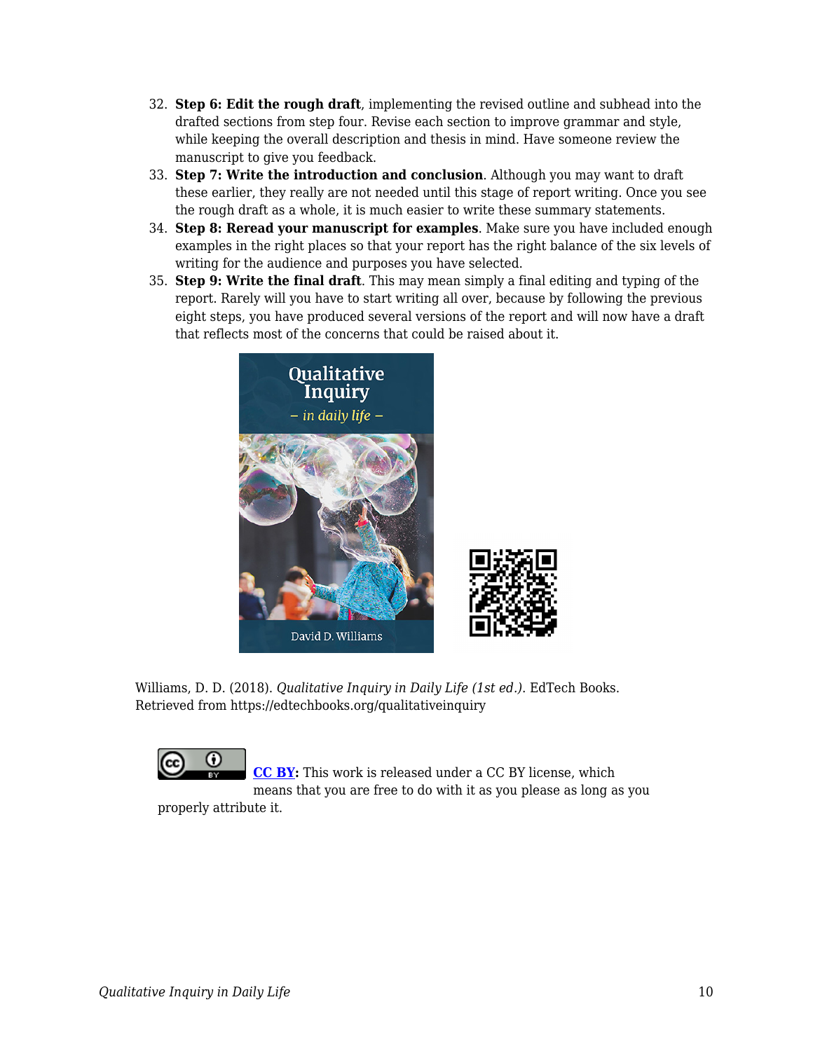32. **Step 6: Edit the rough draft**, implementing the revised outline and subhead into the drafted sections from step four. Revise each section to improve grammar and style, while keeping the overall description and thesis in mind. Have someone review the manuscript to give you feedback.
33. **Step 7: Write the introduction and conclusion**. Although you may want to draft these earlier, they really are not needed until this stage of report writing. Once you see the rough draft as a whole, it is much easier to write these summary statements.
34. **Step 8: Reread your manuscript for examples**. Make sure you have included enough examples in the right places so that your report has the right balance of the six levels of writing for the audience and purposes you have selected.
35. **Step 9: Write the final draft**. This may mean simply a final editing and typing of the report. Rarely will you have to start writing all over, because by following the previous eight steps, you have produced several versions of the report and will now have a draft that reflects most of the concerns that could be raised about it.

Williams, D. D. (2018). *Qualitative Inquiry in Daily Life (1st ed.)*. EdTech Books. Retrieved from https://edtechbooks.org/qualitativeinquiry

**CC BY:** This work is released under a CC BY license, which means that you are free to do with it as you please as long as you properly attribute it.